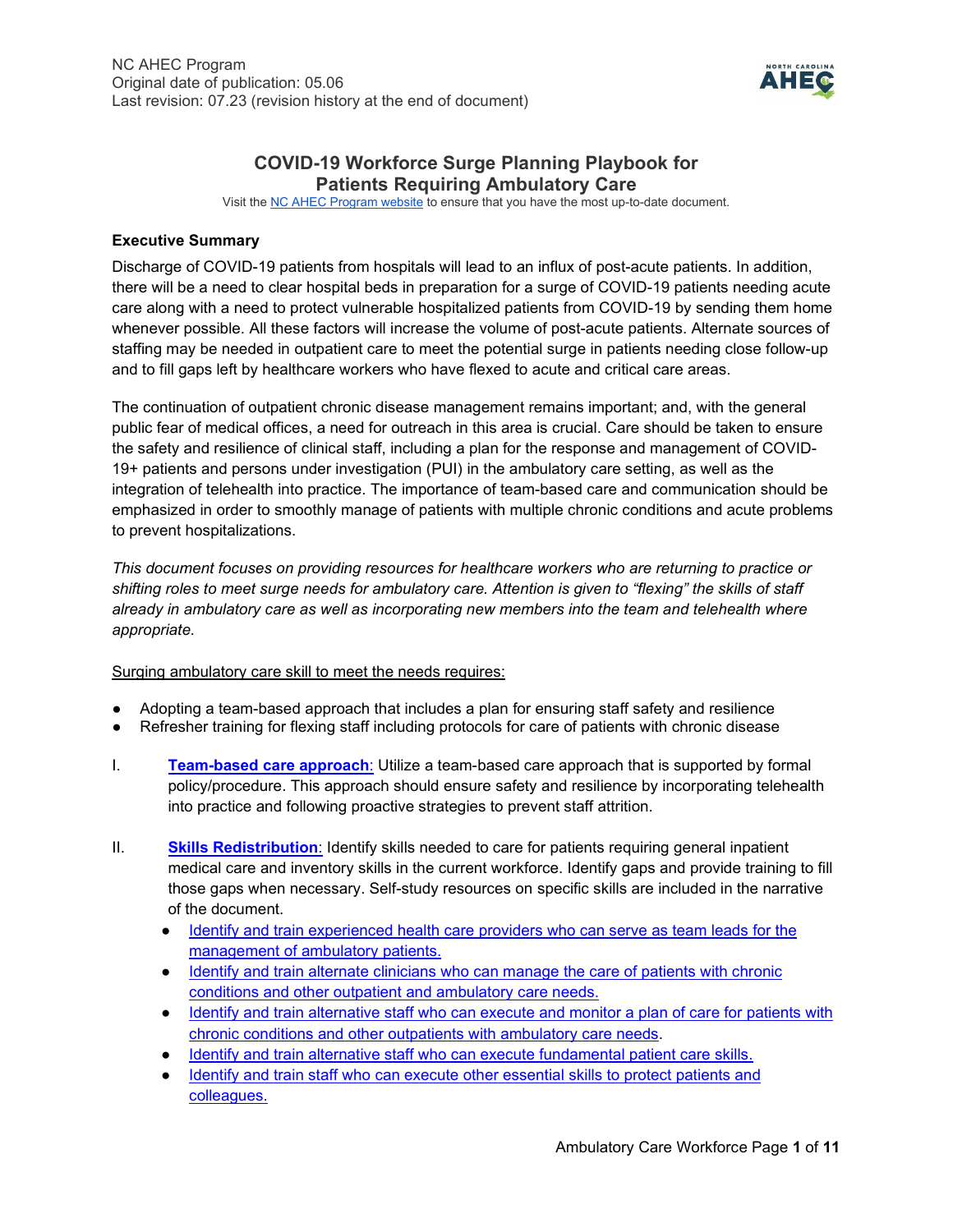NC AHEC Program
Original date of publication: 05.06
Last revision: 07.23 (revision history at the end of document)

# COVID-19 Workforce Surge Planning Playbook for Patients Requiring Ambulatory Care

Visit the NC AHEC Program website to ensure that you have the most up-to-date document.

**Executive Summary**

Discharge of COVID-19 patients from hospitals will lead to an influx of post-acute patients. In addition, there will be a need to clear hospital beds in preparation for a surge of COVID-19 patients needing acute care along with a need to protect vulnerable hospitalized patients from COVID-19 by sending them home whenever possible. All these factors will increase the volume of post-acute patients. Alternate sources of staffing may be needed in outpatient care to meet the potential surge in patients needing close follow-up and to fill gaps left by healthcare workers who have flexed to acute and critical care areas.

The continuation of outpatient chronic disease management remains important; and, with the general public fear of medical offices, a need for outreach in this area is crucial. Care should be taken to ensure the safety and resilience of clinical staff, including a plan for the response and management of COVID-19+ patients and persons under investigation (PUI) in the ambulatory care setting, as well as the integration of telehealth into practice. The importance of team-based care and communication should be emphasized in order to smoothly manage of patients with multiple chronic conditions and acute problems to prevent hospitalizations.

*This document focuses on providing resources for healthcare workers who are returning to practice or shifting roles to meet surge needs for ambulatory care. Attention is given to "flexing" the skills of staff already in ambulatory care as well as incorporating new members into the team and telehealth where appropriate.*

Surging ambulatory care skill to meet the needs requires:

- Adopting a team-based approach that includes a plan for ensuring staff safety and resilience
- Refresher training for flexing staff including protocols for care of patients with chronic disease

I. **Team-based care approach**: Utilize a team-based care approach that is supported by formal policy/procedure. This approach should ensure safety and resilience by incorporating telehealth into practice and following proactive strategies to prevent staff attrition.

II. **Skills Redistribution**: Identify skills needed to care for patients requiring general inpatient medical care and inventory skills in the current workforce. Identify gaps and provide training to fill those gaps when necessary. Self-study resources on specific skills are included in the narrative of the document.
   - Identify and train experienced health care providers who can serve as team leads for the management of ambulatory patients.
   - Identify and train alternate clinicians who can manage the care of patients with chronic conditions and other outpatient and ambulatory care needs.
   - Identify and train alternative staff who can execute and monitor a plan of care for patients with chronic conditions and other outpatients with ambulatory care needs.
   - Identify and train alternative staff who can execute fundamental patient care skills.
   - Identify and train staff who can execute other essential skills to protect patients and colleagues.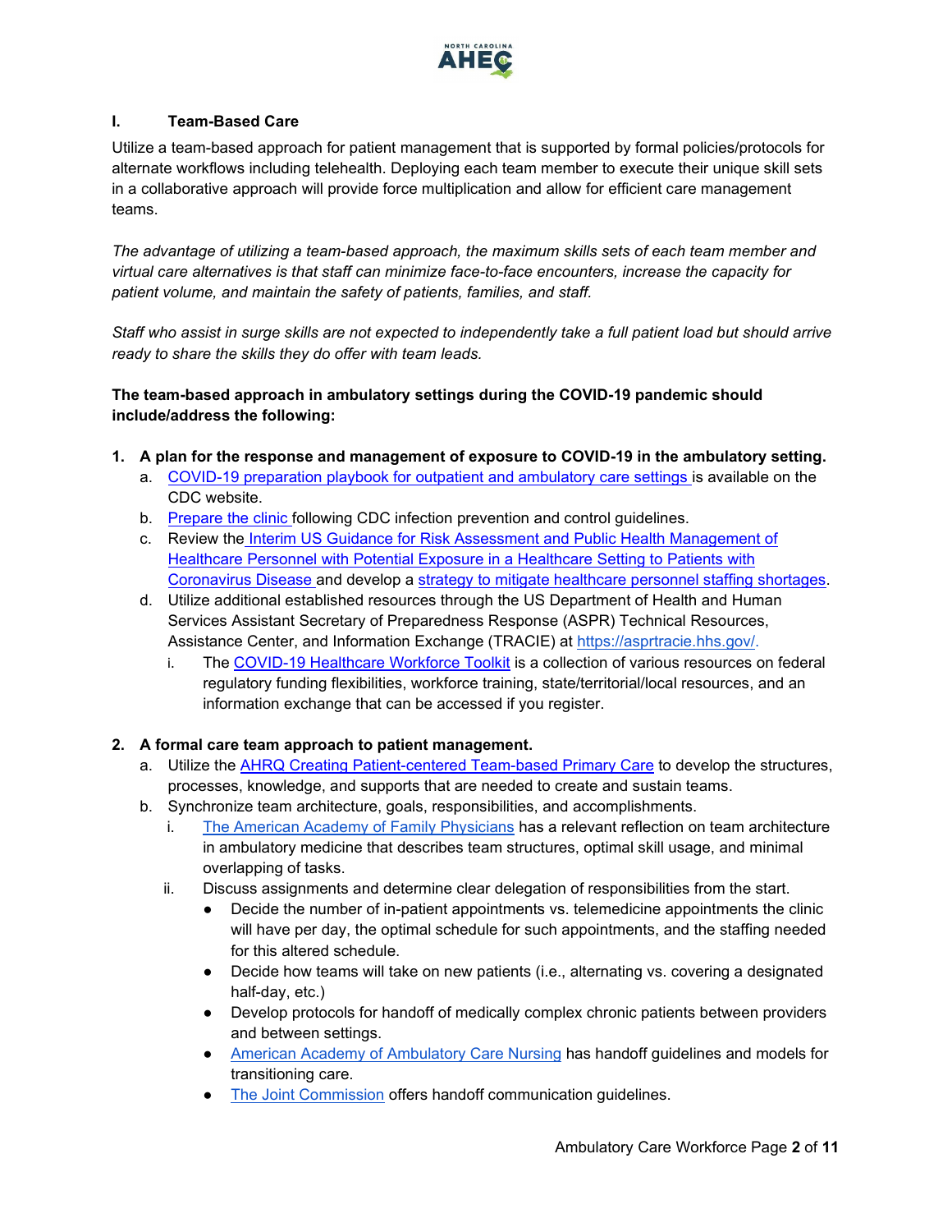## I. Team-Based Care

Utilize a team-based approach for patient management that is supported by formal policies/protocols for alternate workflows including telehealth. Deploying each team member to execute their unique skill sets in a collaborative approach will provide force multiplication and allow for efficient care management teams.

*The advantage of utilizing a team-based approach, the maximum skills sets of each team member and virtual care alternatives is that staff can minimize face-to-face encounters, increase the capacity for patient volume, and maintain the safety of patients, families, and staff.*

*Staff who assist in surge skills are not expected to independently take a full patient load but should arrive ready to share the skills they do offer with team leads.*

**The team-based approach in ambulatory settings during the COVID-19 pandemic should include/address the following:**

1. **A plan for the response and management of exposure to COVID-19 in the ambulatory setting.**
   a. COVID-19 preparation playbook for outpatient and ambulatory care settings is available on the CDC website.
   b. Prepare the clinic following CDC infection prevention and control guidelines.
   c. Review the Interim US Guidance for Risk Assessment and Public Health Management of Healthcare Personnel with Potential Exposure in a Healthcare Setting to Patients with Coronavirus Disease and develop a strategy to mitigate healthcare personnel staffing shortages.
   d. Utilize additional established resources through the US Department of Health and Human Services Assistant Secretary of Preparedness Response (ASPR) Technical Resources, Assistance Center, and Information Exchange (TRACIE) at https://asprtracie.hhs.gov/.
      i. The COVID-19 Healthcare Workforce Toolkit is a collection of various resources on federal regulatory funding flexibilities, workforce training, state/territorial/local resources, and an information exchange that can be accessed if you register.

2. **A formal care team approach to patient management.**
   a. Utilize the AHRQ Creating Patient-centered Team-based Primary Care to develop the structures, processes, knowledge, and supports that are needed to create and sustain teams.
   b. Synchronize team architecture, goals, responsibilities, and accomplishments.
      i. The American Academy of Family Physicians has a relevant reflection on team architecture in ambulatory medicine that describes team structures, optimal skill usage, and minimal overlapping of tasks.
      ii. Discuss assignments and determine clear delegation of responsibilities from the start.
         - Decide the number of in-patient appointments vs. telemedicine appointments the clinic will have per day, the optimal schedule for such appointments, and the staffing needed for this altered schedule.
         - Decide how teams will take on new patients (i.e., alternating vs. covering a designated half-day, etc.)
         - Develop protocols for handoff of medically complex chronic patients between providers and between settings.
         - American Academy of Ambulatory Care Nursing has handoff guidelines and models for transitioning care.
         - The Joint Commission offers handoff communication guidelines.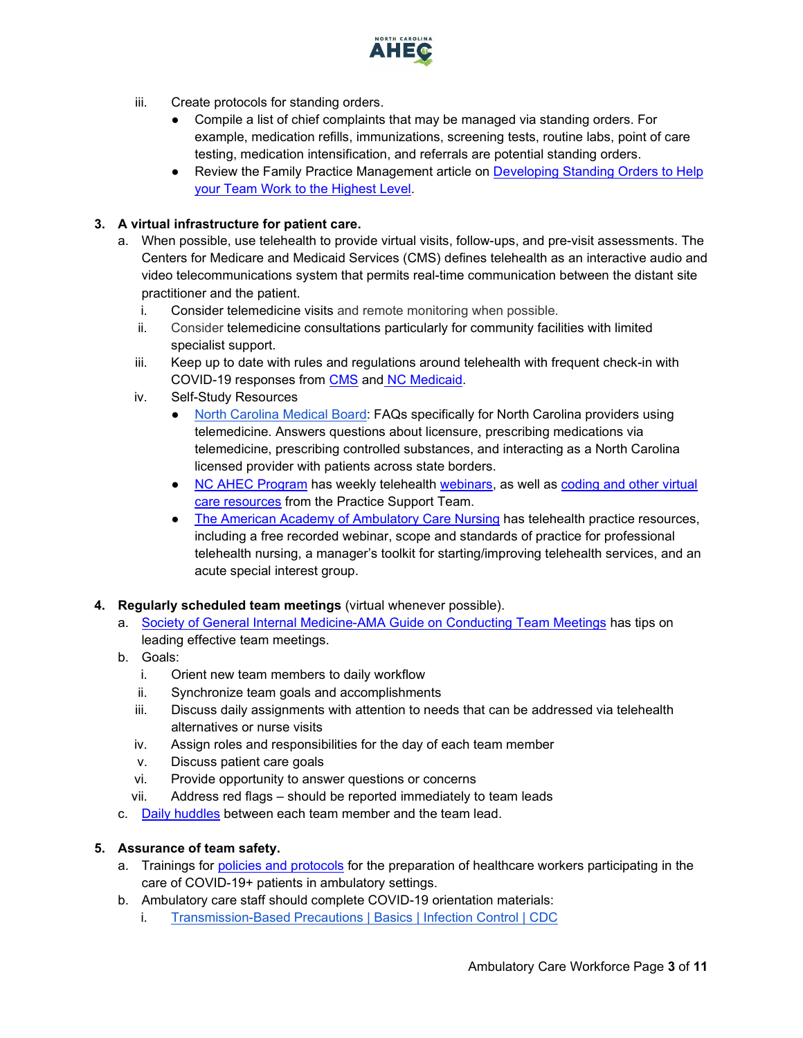iii. Create protocols for standing orders.
   - Compile a list of chief complaints that may be managed via standing orders. For example, medication refills, immunizations, screening tests, routine labs, point of care testing, medication intensification, and referrals are potential standing orders.
   - Review the Family Practice Management article on Developing Standing Orders to Help your Team Work to the Highest Level.

3. **A virtual infrastructure for patient care.**
   a. When possible, use telehealth to provide virtual visits, follow-ups, and pre-visit assessments. The Centers for Medicare and Medicaid Services (CMS) defines telehealth as an interactive audio and video telecommunications system that permits real-time communication between the distant site practitioner and the patient.
      i. Consider telemedicine visits and remote monitoring when possible.
      ii. Consider telemedicine consultations particularly for community facilities with limited specialist support.
      iii. Keep up to date with rules and regulations around telehealth with frequent check-in with COVID-19 responses from CMS and NC Medicaid.
      iv. Self-Study Resources
         - North Carolina Medical Board: FAQs specifically for North Carolina providers using telemedicine. Answers questions about licensure, prescribing medications via telemedicine, prescribing controlled substances, and interacting as a North Carolina licensed provider with patients across state borders.
         - NC AHEC Program has weekly telehealth webinars, as well as coding and other virtual care resources from the Practice Support Team.
         - The American Academy of Ambulatory Care Nursing has telehealth practice resources, including a free recorded webinar, scope and standards of practice for professional telehealth nursing, a manager's toolkit for starting/improving telehealth services, and an acute special interest group.

4. **Regularly scheduled team meetings** (virtual whenever possible).
   a. Society of General Internal Medicine-AMA Guide on Conducting Team Meetings has tips on leading effective team meetings.
   b. Goals:
      i. Orient new team members to daily workflow
      ii. Synchronize team goals and accomplishments
      iii. Discuss daily assignments with attention to needs that can be addressed via telehealth alternatives or nurse visits
      iv. Assign roles and responsibilities for the day of each team member
      v. Discuss patient care goals
      vi. Provide opportunity to answer questions or concerns
      vii. Address red flags – should be reported immediately to team leads
   c. Daily huddles between each team member and the team lead.

5. **Assurance of team safety.**
   a. Trainings for policies and protocols for the preparation of healthcare workers participating in the care of COVID-19+ patients in ambulatory settings.
   b. Ambulatory care staff should complete COVID-19 orientation materials:
      i. Transmission-Based Precautions | Basics | Infection Control | CDC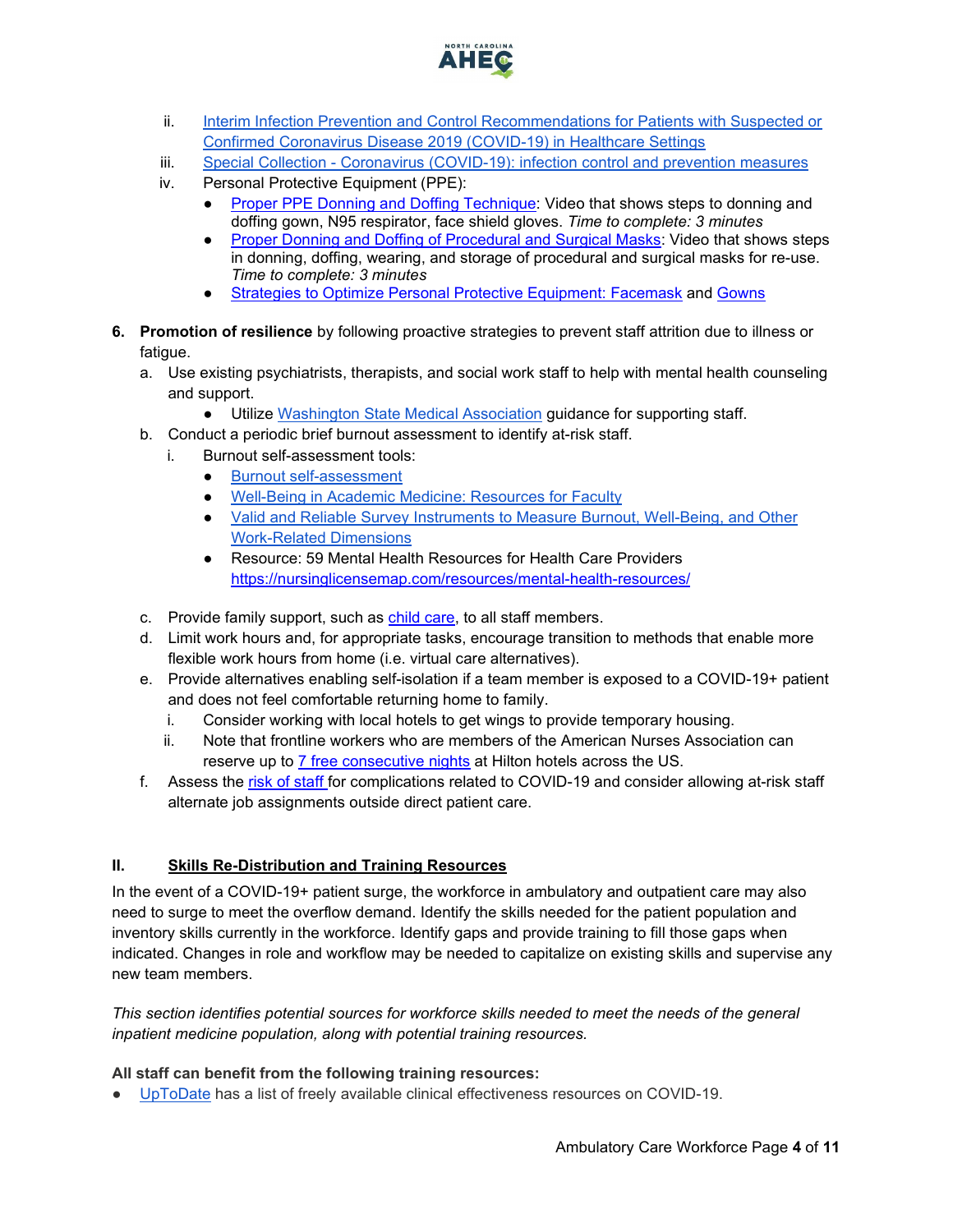ii. Interim Infection Prevention and Control Recommendations for Patients with Suspected or Confirmed Coronavirus Disease 2019 (COVID-19) in Healthcare Settings
   iii. Special Collection - Coronavirus (COVID-19): infection control and prevention measures
   iv. Personal Protective Equipment (PPE):
      - Proper PPE Donning and Doffing Technique: Video that shows steps to donning and doffing gown, N95 respirator, face shield gloves. *Time to complete: 3 minutes*
      - Proper Donning and Doffing of Procedural and Surgical Masks: Video that shows steps in donning, doffing, wearing, and storage of procedural and surgical masks for re-use. *Time to complete: 3 minutes*
      - Strategies to Optimize Personal Protective Equipment: Facemask and Gowns

6. **Promotion of resilience** by following proactive strategies to prevent staff attrition due to illness or fatigue.
   a. Use existing psychiatrists, therapists, and social work staff to help with mental health counseling and support.
      - Utilize Washington State Medical Association guidance for supporting staff.
   b. Conduct a periodic brief burnout assessment to identify at-risk staff.
      i. Burnout self-assessment tools:
         - Burnout self-assessment
         - Well-Being in Academic Medicine: Resources for Faculty
         - Valid and Reliable Survey Instruments to Measure Burnout, Well-Being, and Other Work-Related Dimensions
         - Resource: 59 Mental Health Resources for Health Care Providers https://nursinglicensemap.com/resources/mental-health-resources/
   c. Provide family support, such as child care, to all staff members.
   d. Limit work hours and, for appropriate tasks, encourage transition to methods that enable more flexible work hours from home (i.e. virtual care alternatives).
   e. Provide alternatives enabling self-isolation if a team member is exposed to a COVID-19+ patient and does not feel comfortable returning home to family.
      i. Consider working with local hotels to get wings to provide temporary housing.
      ii. Note that frontline workers who are members of the American Nurses Association can reserve up to 7 free consecutive nights at Hilton hotels across the US.
   f. Assess the risk of staff for complications related to COVID-19 and consider allowing at-risk staff alternate job assignments outside direct patient care.

## II. Skills Re-Distribution and Training Resources

In the event of a COVID-19+ patient surge, the workforce in ambulatory and outpatient care may also need to surge to meet the overflow demand. Identify the skills needed for the patient population and inventory skills currently in the workforce. Identify gaps and provide training to fill those gaps when indicated. Changes in role and workflow may be needed to capitalize on existing skills and supervise any new team members.

*This section identifies potential sources for workforce skills needed to meet the needs of the general inpatient medicine population, along with potential training resources.*

**All staff can benefit from the following training resources:**

- UpToDate has a list of freely available clinical effectiveness resources on COVID-19.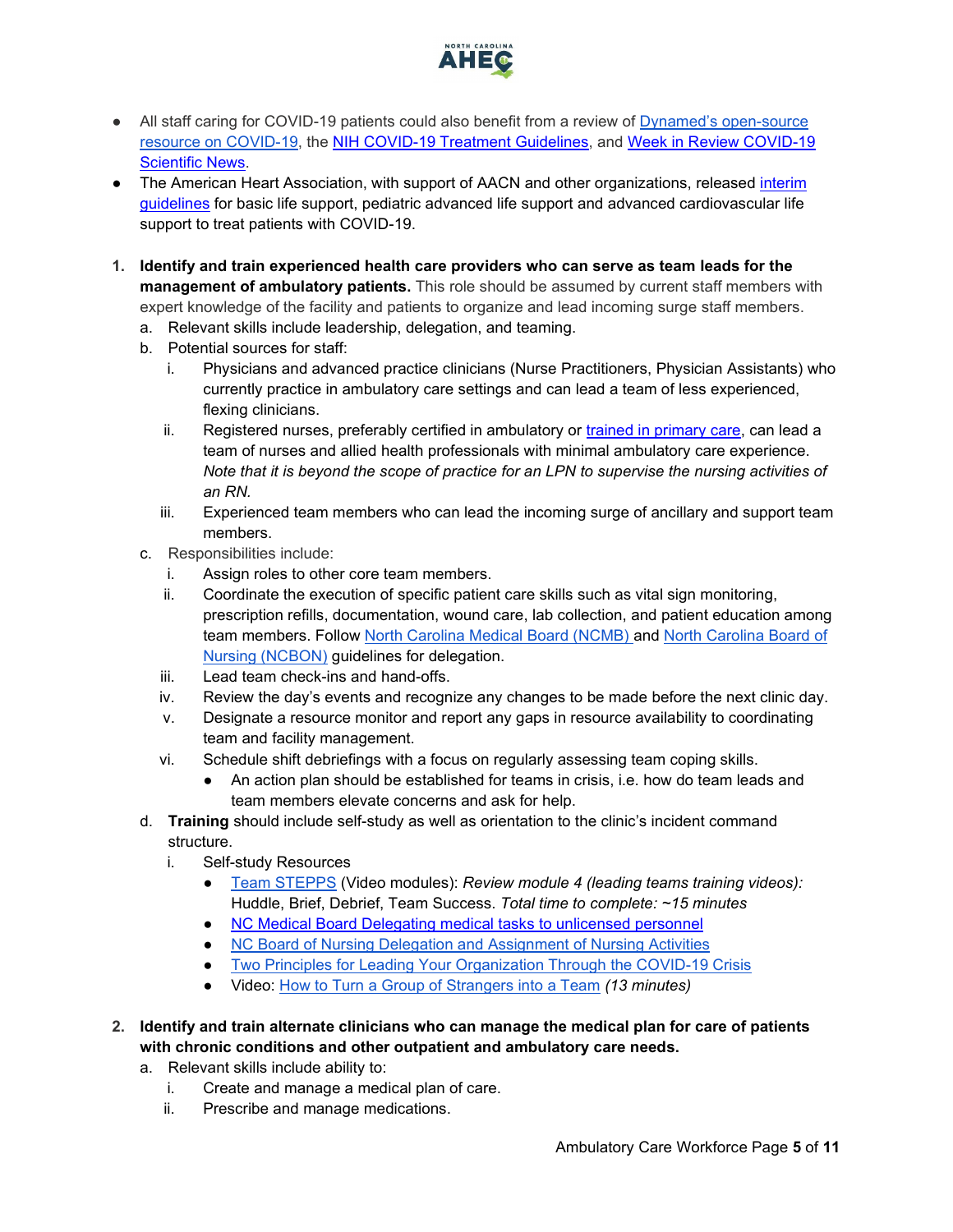- All staff caring for COVID-19 patients could also benefit from a review of Dynamed's open-source resource on COVID-19, the NIH COVID-19 Treatment Guidelines, and Week in Review COVID-19 Scientific News.
- The American Heart Association, with support of AACN and other organizations, released interim guidelines for basic life support, pediatric advanced life support and advanced cardiovascular life support to treat patients with COVID-19.

1. **Identify and train experienced health care providers who can serve as team leads for the management of ambulatory patients.** This role should be assumed by current staff members with expert knowledge of the facility and patients to organize and lead incoming surge staff members.
   a. Relevant skills include leadership, delegation, and teaming.
   b. Potential sources for staff:
      i. Physicians and advanced practice clinicians (Nurse Practitioners, Physician Assistants) who currently practice in ambulatory care settings and can lead a team of less experienced, flexing clinicians.
      ii. Registered nurses, preferably certified in ambulatory or trained in primary care, can lead a team of nurses and allied health professionals with minimal ambulatory care experience. *Note that it is beyond the scope of practice for an LPN to supervise the nursing activities of an RN.*
      iii. Experienced team members who can lead the incoming surge of ancillary and support team members.
   c. Responsibilities include:
      i. Assign roles to other core team members.
      ii. Coordinate the execution of specific patient care skills such as vital sign monitoring, prescription refills, documentation, wound care, lab collection, and patient education among team members. Follow North Carolina Medical Board (NCMB) and North Carolina Board of Nursing (NCBON) guidelines for delegation.
      iii. Lead team check-ins and hand-offs.
      iv. Review the day's events and recognize any changes to be made before the next clinic day.
      v. Designate a resource monitor and report any gaps in resource availability to coordinating team and facility management.
      vi. Schedule shift debriefings with a focus on regularly assessing team coping skills.
         - An action plan should be established for teams in crisis, i.e. how do team leads and team members elevate concerns and ask for help.
   d. **Training** should include self-study as well as orientation to the clinic's incident command structure.
      i. Self-study Resources
         - Team STEPPS (Video modules): *Review module 4 (leading teams training videos):* Huddle, Brief, Debrief, Team Success. *Total time to complete: ~15 minutes*
         - NC Medical Board Delegating medical tasks to unlicensed personnel
         - NC Board of Nursing Delegation and Assignment of Nursing Activities
         - Two Principles for Leading Your Organization Through the COVID-19 Crisis
         - Video: How to Turn a Group of Strangers into a Team *(13 minutes)*

2. **Identify and train alternate clinicians who can manage the medical plan for care of patients with chronic conditions and other outpatient and ambulatory care needs.**
   a. Relevant skills include ability to:
      i. Create and manage a medical plan of care.
      ii. Prescribe and manage medications.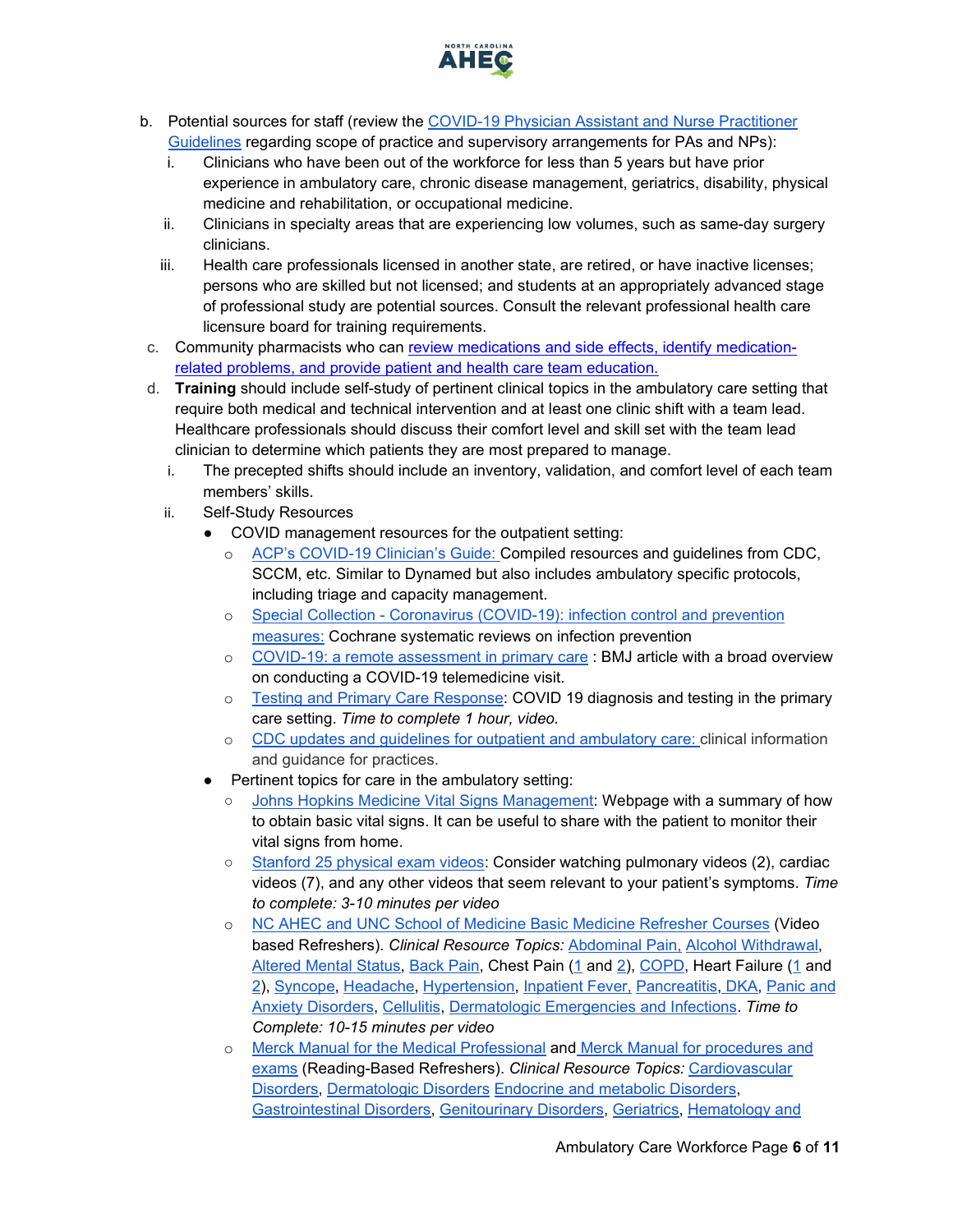b. Potential sources for staff (review the COVID-19 Physician Assistant and Nurse Practitioner Guidelines regarding scope of practice and supervisory arrangements for PAs and NPs):
   i. Clinicians who have been out of the workforce for less than 5 years but have prior experience in ambulatory care, chronic disease management, geriatrics, disability, physical medicine and rehabilitation, or occupational medicine.
   ii. Clinicians in specialty areas that are experiencing low volumes, such as same-day surgery clinicians.
   iii. Health care professionals licensed in another state, are retired, or have inactive licenses; persons who are skilled but not licensed; and students at an appropriately advanced stage of professional study are potential sources. Consult the relevant professional health care licensure board for training requirements.

c. Community pharmacists who can review medications and side effects, identify medication-related problems, and provide patient and health care team education.

d. **Training** should include self-study of pertinent clinical topics in the ambulatory care setting that require both medical and technical intervention and at least one clinic shift with a team lead. Healthcare professionals should discuss their comfort level and skill set with the team lead clinician to determine which patients they are most prepared to manage.
   i. The precepted shifts should include an inventory, validation, and comfort level of each team members' skills.
   ii. Self-Study Resources
      - COVID management resources for the outpatient setting:
         - ACP's COVID-19 Clinician's Guide: Compiled resources and guidelines from CDC, SCCM, etc. Similar to Dynamed but also includes ambulatory specific protocols, including triage and capacity management.
         - Special Collection - Coronavirus (COVID-19): infection control and prevention measures: Cochrane systematic reviews on infection prevention
         - COVID-19: a remote assessment in primary care : BMJ article with a broad overview on conducting a COVID-19 telemedicine visit.
         - Testing and Primary Care Response: COVID 19 diagnosis and testing in the primary care setting. *Time to complete 1 hour, video.*
         - CDC updates and guidelines for outpatient and ambulatory care: clinical information and guidance for practices.
      - Pertinent topics for care in the ambulatory setting:
         - Johns Hopkins Medicine Vital Signs Management: Webpage with a summary of how to obtain basic vital signs. It can be useful to share with the patient to monitor their vital signs from home.
         - Stanford 25 physical exam videos: Consider watching pulmonary videos (2), cardiac videos (7), and any other videos that seem relevant to your patient's symptoms. *Time to complete: 3-10 minutes per video*
         - NC AHEC and UNC School of Medicine Basic Medicine Refresher Courses (Video based Refreshers). *Clinical Resource Topics:* Abdominal Pain, Alcohol Withdrawal, Altered Mental Status, Back Pain, Chest Pain (1 and 2), COPD, Heart Failure (1 and 2), Syncope, Headache, Hypertension, Inpatient Fever, Pancreatitis, DKA, Panic and Anxiety Disorders, Cellulitis, Dermatologic Emergencies and Infections. *Time to Complete: 10-15 minutes per video*
         - Merck Manual for the Medical Professional and Merck Manual for procedures and exams (Reading-Based Refreshers). *Clinical Resource Topics:* Cardiovascular Disorders, Dermatologic Disorders Endocrine and metabolic Disorders, Gastrointestinal Disorders, Genitourinary Disorders, Geriatrics, Hematology and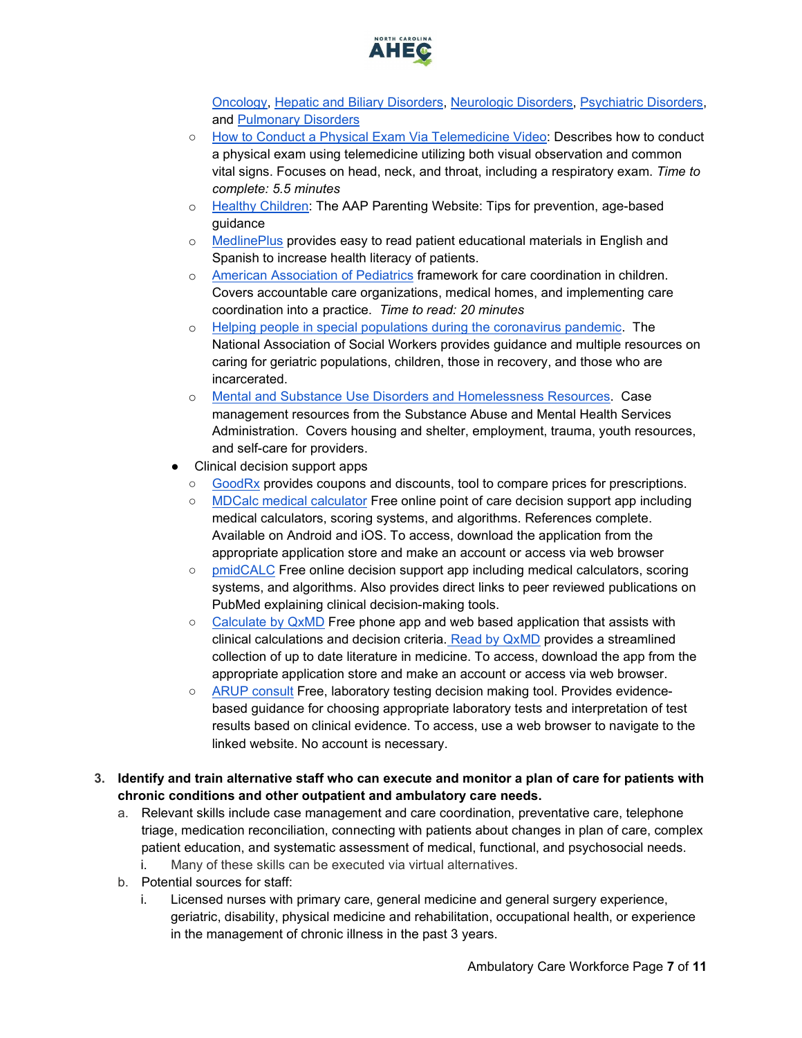Oncology, Hepatic and Biliary Disorders, Neurologic Disorders, Psychiatric Disorders, and Pulmonary Disorders

  - How to Conduct a Physical Exam Via Telemedicine Video: Describes how to conduct a physical exam using telemedicine utilizing both visual observation and common vital signs. Focuses on head, neck, and throat, including a respiratory exam. *Time to complete: 5.5 minutes*
  - Healthy Children: The AAP Parenting Website: Tips for prevention, age-based guidance
  - MedlinePlus provides easy to read patient educational materials in English and Spanish to increase health literacy of patients.
  - American Association of Pediatrics framework for care coordination in children. Covers accountable care organizations, medical homes, and implementing care coordination into a practice. *Time to read: 20 minutes*
  - Helping people in special populations during the coronavirus pandemic. The National Association of Social Workers provides guidance and multiple resources on caring for geriatric populations, children, those in recovery, and those who are incarcerated.
  - Mental and Substance Use Disorders and Homelessness Resources. Case management resources from the Substance Abuse and Mental Health Services Administration. Covers housing and shelter, employment, trauma, youth resources, and self-care for providers.
- Clinical decision support apps
  - GoodRx provides coupons and discounts, tool to compare prices for prescriptions.
  - MDCalc medical calculator Free online point of care decision support app including medical calculators, scoring systems, and algorithms. References complete. Available on Android and iOS. To access, download the application from the appropriate application store and make an account or access via web browser
  - pmidCALC Free online decision support app including medical calculators, scoring systems, and algorithms. Also provides direct links to peer reviewed publications on PubMed explaining clinical decision-making tools.
  - Calculate by QxMD Free phone app and web based application that assists with clinical calculations and decision criteria. Read by QxMD provides a streamlined collection of up to date literature in medicine. To access, download the app from the appropriate application store and make an account or access via web browser.
  - ARUP consult Free, laboratory testing decision making tool. Provides evidence-based guidance for choosing appropriate laboratory tests and interpretation of test results based on clinical evidence. To access, use a web browser to navigate to the linked website. No account is necessary.

3. **Identify and train alternative staff who can execute and monitor a plan of care for patients with chronic conditions and other outpatient and ambulatory care needs.**
   a. Relevant skills include case management and care coordination, preventative care, telephone triage, medication reconciliation, connecting with patients about changes in plan of care, complex patient education, and systematic assessment of medical, functional, and psychosocial needs.
      i. Many of these skills can be executed via virtual alternatives.
   b. Potential sources for staff:
      i. Licensed nurses with primary care, general medicine and general surgery experience, geriatric, disability, physical medicine and rehabilitation, occupational health, or experience in the management of chronic illness in the past 3 years.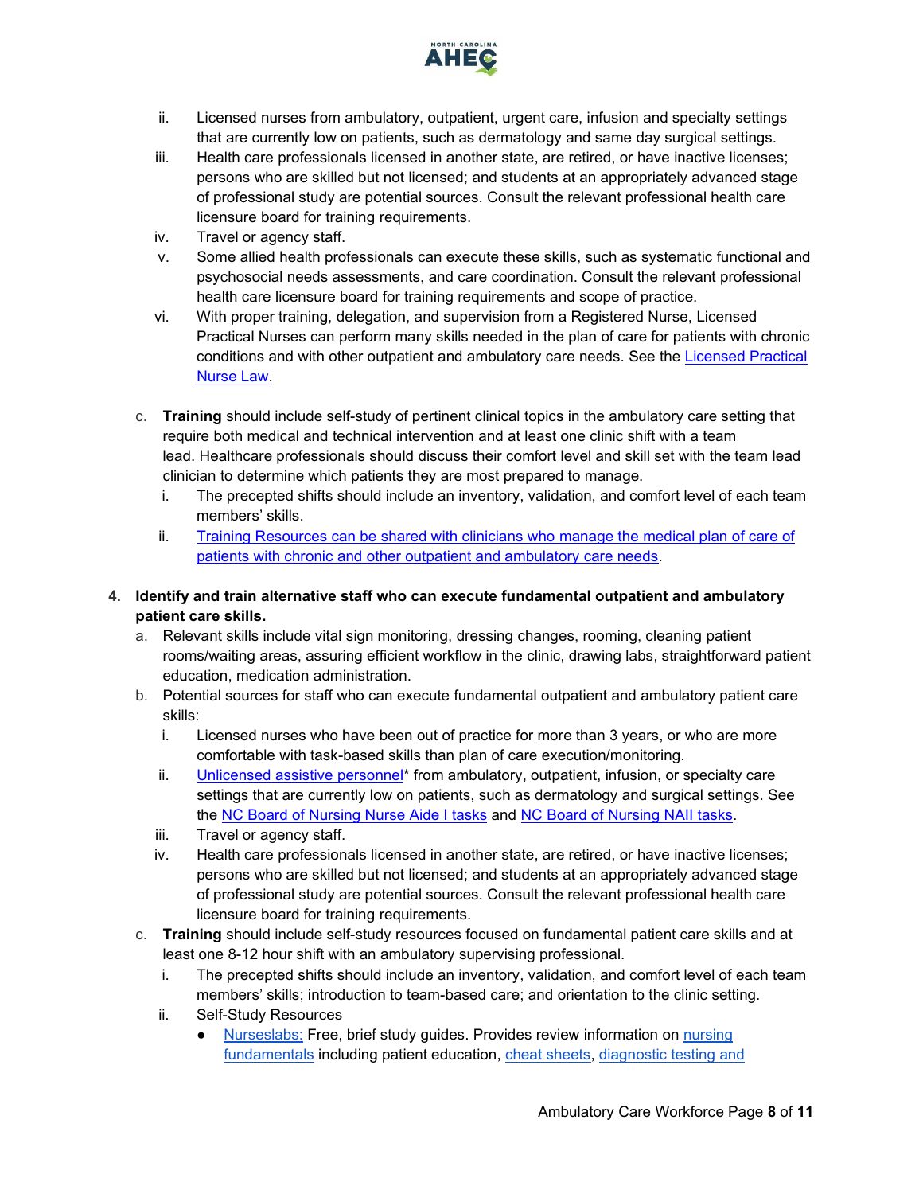ii. Licensed nurses from ambulatory, outpatient, urgent care, infusion and specialty settings that are currently low on patients, such as dermatology and same day surgical settings.
   iii. Health care professionals licensed in another state, are retired, or have inactive licenses; persons who are skilled but not licensed; and students at an appropriately advanced stage of professional study are potential sources. Consult the relevant professional health care licensure board for training requirements.
   iv. Travel or agency staff.
   v. Some allied health professionals can execute these skills, such as systematic functional and psychosocial needs assessments, and care coordination. Consult the relevant professional health care licensure board for training requirements and scope of practice.
   vi. With proper training, delegation, and supervision from a Registered Nurse, Licensed Practical Nurses can perform many skills needed in the plan of care for patients with chronic conditions and with other outpatient and ambulatory care needs. See the Licensed Practical Nurse Law.

c. **Training** should include self-study of pertinent clinical topics in the ambulatory care setting that require both medical and technical intervention and at least one clinic shift with a team lead. Healthcare professionals should discuss their comfort level and skill set with the team lead clinician to determine which patients they are most prepared to manage.
   i. The precepted shifts should include an inventory, validation, and comfort level of each team members' skills.
   ii. Training Resources can be shared with clinicians who manage the medical plan of care of patients with chronic and other outpatient and ambulatory care needs.

4. **Identify and train alternative staff who can execute fundamental outpatient and ambulatory patient care skills.**
   a. Relevant skills include vital sign monitoring, dressing changes, rooming, cleaning patient rooms/waiting areas, assuring efficient workflow in the clinic, drawing labs, straightforward patient education, medication administration.
   b. Potential sources for staff who can execute fundamental outpatient and ambulatory patient care skills:
      i. Licensed nurses who have been out of practice for more than 3 years, or who are more comfortable with task-based skills than plan of care execution/monitoring.
      ii. Unlicensed assistive personnel* from ambulatory, outpatient, infusion, or specialty care settings that are currently low on patients, such as dermatology and surgical settings. See the NC Board of Nursing Nurse Aide I tasks and NC Board of Nursing NAII tasks.
      iii. Travel or agency staff.
      iv. Health care professionals licensed in another state, are retired, or have inactive licenses; persons who are skilled but not licensed; and students at an appropriately advanced stage of professional study are potential sources. Consult the relevant professional health care licensure board for training requirements.
   c. **Training** should include self-study resources focused on fundamental patient care skills and at least one 8-12 hour shift with an ambulatory supervising professional.
      i. The precepted shifts should include an inventory, validation, and comfort level of each team members' skills; introduction to team-based care; and orientation to the clinic setting.
      ii. Self-Study Resources
         - Nurseslabs: Free, brief study guides. Provides review information on nursing fundamentals including patient education, cheat sheets, diagnostic testing and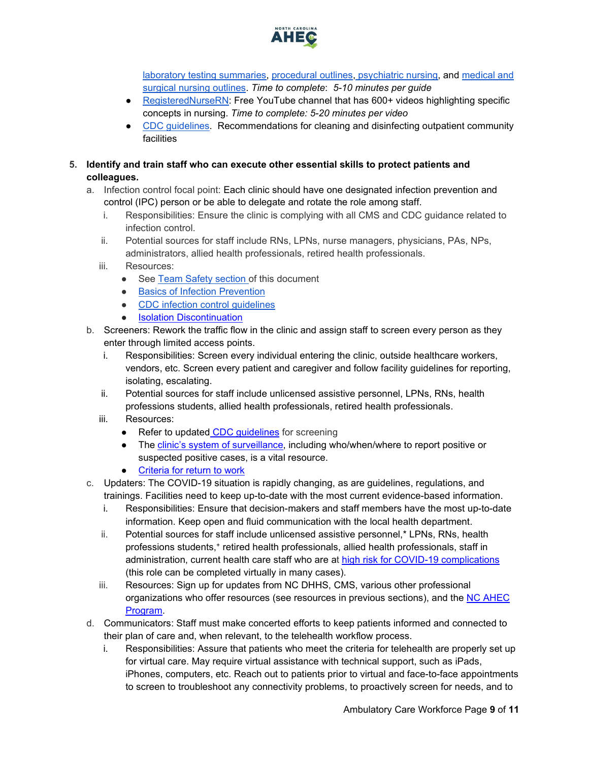laboratory testing summaries, procedural outlines, psychiatric nursing, and medical and surgical nursing outlines. *Time to complete*: *5-10 minutes per guide*

- RegisteredNurseRN: Free YouTube channel that has 600+ videos highlighting specific concepts in nursing. *Time to complete: 5-20 minutes per video*
- CDC guidelines. Recommendations for cleaning and disinfecting outpatient community facilities

5. **Identify and train staff who can execute other essential skills to protect patients and colleagues.**
   a. Infection control focal point: Each clinic should have one designated infection prevention and control (IPC) person or be able to delegate and rotate the role among staff.
      i. Responsibilities: Ensure the clinic is complying with all CMS and CDC guidance related to infection control.
      ii. Potential sources for staff include RNs, LPNs, nurse managers, physicians, PAs, NPs, administrators, allied health professionals, retired health professionals.
      iii. Resources:
         - See Team Safety section of this document
         - Basics of Infection Prevention
         - CDC infection control guidelines
         - Isolation Discontinuation
   b. Screeners: Rework the traffic flow in the clinic and assign staff to screen every person as they enter through limited access points.
      i. Responsibilities: Screen every individual entering the clinic, outside healthcare workers, vendors, etc. Screen every patient and caregiver and follow facility guidelines for reporting, isolating, escalating.
      ii. Potential sources for staff include unlicensed assistive personnel, LPNs, RNs, health professions students, allied health professionals, retired health professionals.
      iii. Resources:
         - Refer to updated CDC guidelines for screening
         - The clinic's system of surveillance, including who/when/where to report positive or suspected positive cases, is a vital resource.
         - Criteria for return to work
   c. Updaters: The COVID-19 situation is rapidly changing, as are guidelines, regulations, and trainings. Facilities need to keep up-to-date with the most current evidence-based information.
      i. Responsibilities: Ensure that decision-makers and staff members have the most up-to-date information. Keep open and fluid communication with the local health department.
      ii. Potential sources for staff include unlicensed assistive personnel,* LPNs, RNs, health professions students,+ retired health professionals, allied health professionals, staff in administration, current health care staff who are at high risk for COVID-19 complications (this role can be completed virtually in many cases).
      iii. Resources: Sign up for updates from NC DHHS, CMS, various other professional organizations who offer resources (see resources in previous sections), and the NC AHEC Program.
   d. Communicators: Staff must make concerted efforts to keep patients informed and connected to their plan of care and, when relevant, to the telehealth workflow process.
      i. Responsibilities: Assure that patients who meet the criteria for telehealth are properly set up for virtual care. May require virtual assistance with technical support, such as iPads, iPhones, computers, etc. Reach out to patients prior to virtual and face-to-face appointments to screen to troubleshoot any connectivity problems, to proactively screen for needs, and to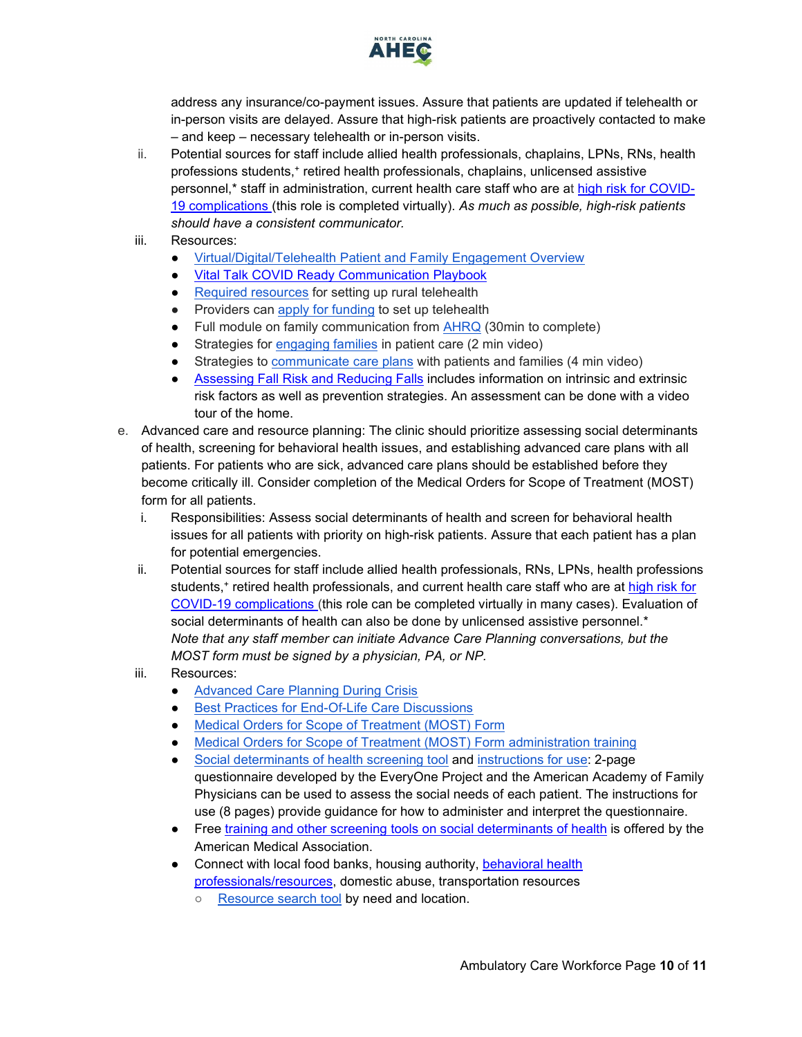address any insurance/co-payment issues. Assure that patients are updated if telehealth or in-person visits are delayed. Assure that high-risk patients are proactively contacted to make – and keep – necessary telehealth or in-person visits.

ii. Potential sources for staff include allied health professionals, chaplains, LPNs, RNs, health professions students,[+] retired health professionals, chaplains, unlicensed assistive personnel,* staff in administration, current health care staff who are at high risk for COVID-19 complications (this role is completed virtually). *As much as possible, high-risk patients should have a consistent communicator.*

iii. Resources:
   - Virtual/Digital/Telehealth Patient and Family Engagement Overview
   - Vital Talk COVID Ready Communication Playbook
   - Required resources for setting up rural telehealth
   - Providers can apply for funding to set up telehealth
   - Full module on family communication from AHRQ (30min to complete)
   - Strategies for engaging families in patient care (2 min video)
   - Strategies to communicate care plans with patients and families (4 min video)
   - Assessing Fall Risk and Reducing Falls includes information on intrinsic and extrinsic risk factors as well as prevention strategies. An assessment can be done with a video tour of the home.

e. Advanced care and resource planning: The clinic should prioritize assessing social determinants of health, screening for behavioral health issues, and establishing advanced care plans with all patients. For patients who are sick, advanced care plans should be established before they become critically ill. Consider completion of the Medical Orders for Scope of Treatment (MOST) form for all patients.

   i. Responsibilities: Assess social determinants of health and screen for behavioral health issues for all patients with priority on high-risk patients. Assure that each patient has a plan for potential emergencies.

   ii. Potential sources for staff include allied health professionals, RNs, LPNs, health professions students,[+] retired health professionals, and current health care staff who are at high risk for COVID-19 complications (this role can be completed virtually in many cases). Evaluation of social determinants of health can also be done by unlicensed assistive personnel.* *Note that any staff member can initiate Advance Care Planning conversations, but the MOST form must be signed by a physician, PA, or NP.*

   iii. Resources:
      - Advanced Care Planning During Crisis
      - Best Practices for End-Of-Life Care Discussions
      - Medical Orders for Scope of Treatment (MOST) Form
      - Medical Orders for Scope of Treatment (MOST) Form administration training
      - Social determinants of health screening tool and instructions for use: 2-page questionnaire developed by the EveryOne Project and the American Academy of Family Physicians can be used to assess the social needs of each patient. The instructions for use (8 pages) provide guidance for how to administer and interpret the questionnaire.
      - Free training and other screening tools on social determinants of health is offered by the American Medical Association.
      - Connect with local food banks, housing authority, behavioral health professionals/resources, domestic abuse, transportation resources
         - Resource search tool by need and location.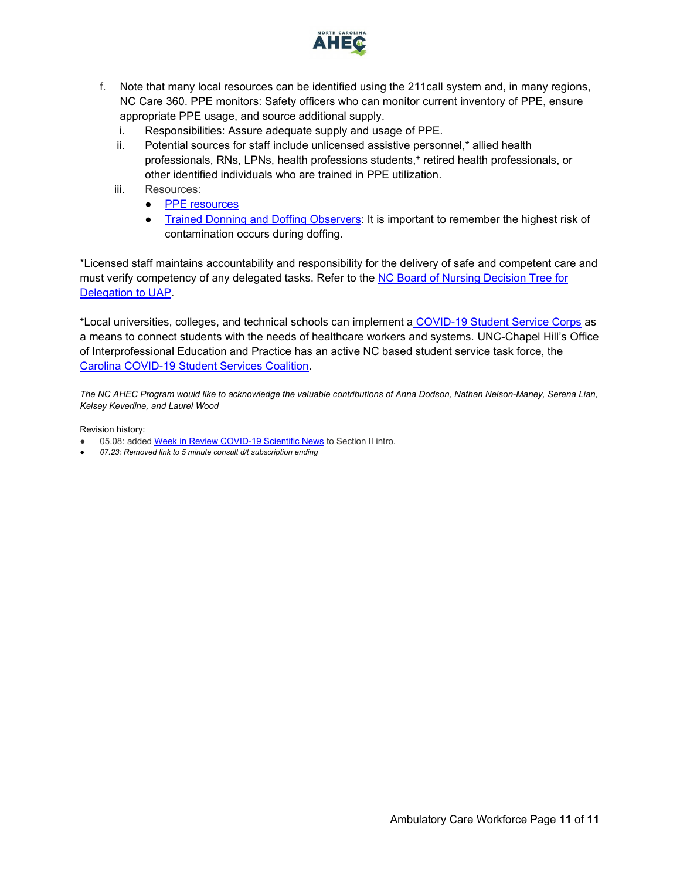f. Note that many local resources can be identified using the 211call system and, in many regions, NC Care 360. PPE monitors: Safety officers who can monitor current inventory of PPE, ensure appropriate PPE usage, and source additional supply.
   i. Responsibilities: Assure adequate supply and usage of PPE.
   ii. Potential sources for staff include unlicensed assistive personnel,* allied health professionals, RNs, LPNs, health professions students,⁺ retired health professionals, or other identified individuals who are trained in PPE utilization.
   iii. Resources:
      - PPE resources
      - Trained Donning and Doffing Observers: It is important to remember the highest risk of contamination occurs during doffing.

*Licensed staff maintains accountability and responsibility for the delivery of safe and competent care and must verify competency of any delegated tasks. Refer to the NC Board of Nursing Decision Tree for Delegation to UAP.

⁺Local universities, colleges, and technical schools can implement a COVID-19 Student Service Corps as a means to connect students with the needs of healthcare workers and systems. UNC-Chapel Hill's Office of Interprofessional Education and Practice has an active NC based student service task force, the Carolina COVID-19 Student Services Coalition.

*The NC AHEC Program would like to acknowledge the valuable contributions of Anna Dodson, Nathan Nelson-Maney, Serena Lian, Kelsey Keverline, and Laurel Wood*

Revision history:

- 05.08: added Week in Review COVID-19 Scientific News to Section II intro.
- *07.23: Removed link to 5 minute consult d/t subscription ending*